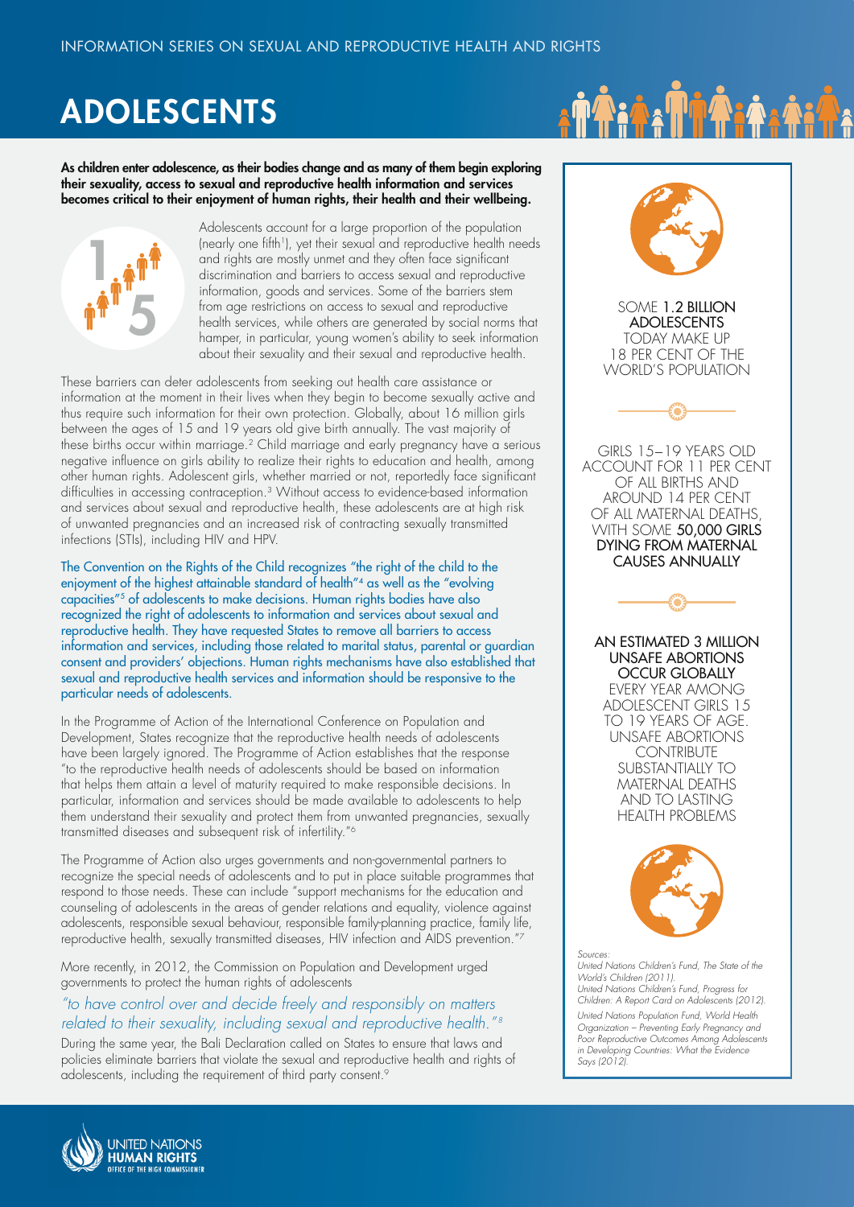INFORMATION SERIES ON SEXUAL AND REPRODUCTIVE HEALTH AND RIGHTS

# ADOLESCENTS

**As children enter adolescence, as their bodies change and as many of them begin exploring their sexuality, access to sexual and reproductive health information and services becomes critical to their enjoyment of human rights, their health and their wellbeing.**

Adolescents account for a large proportion of the population (nearly one fifth[1]), yet their sexual and reproductive health needs and rights are mostly unmet and they often face significant discrimination and barriers to access sexual and reproductive information, goods and services. Some of the barriers stem from age restrictions on access to sexual and reproductive health services, while others are generated by social norms that hamper, in particular, young women's ability to seek information about their sexuality and their sexual and reproductive health.

These barriers can deter adolescents from seeking out health care assistance or information at the moment in their lives when they begin to become sexually active and thus require such information for their own protection. Globally, about 16 million girls between the ages of 15 and 19 years old give birth annually. The vast majority of these births occur within marriage.[2] Child marriage and early pregnancy have a serious negative influence on girls ability to realize their rights to education and health, among other human rights. Adolescent girls, whether married or not, reportedly face significant difficulties in accessing contraception.[3] Without access to evidence-based information and services about sexual and reproductive health, these adolescents are at high risk of unwanted pregnancies and an increased risk of contracting sexually transmitted infections (STIs), including HIV and HPV.

The Convention on the Rights of the Child recognizes "the right of the child to the enjoyment of the highest attainable standard of health"[4] as well as the "evolving capacities"[5] of adolescents to make decisions. Human rights bodies have also recognized the right of adolescents to information and services about sexual and reproductive health. They have requested States to remove all barriers to access information and services, including those related to marital status, parental or guardian consent and providers' objections. Human rights mechanisms have also established that sexual and reproductive health services and information should be responsive to the particular needs of adolescents.

In the Programme of Action of the International Conference on Population and Development, States recognize that the reproductive health needs of adolescents have been largely ignored. The Programme of Action establishes that the response "to the reproductive health needs of adolescents should be based on information that helps them attain a level of maturity required to make responsible decisions. In particular, information and services should be made available to adolescents to help them understand their sexuality and protect them from unwanted pregnancies, sexually transmitted diseases and subsequent risk of infertility."[6]

The Programme of Action also urges governments and non-governmental partners to recognize the special needs of adolescents and to put in place suitable programmes that respond to those needs. These can include "support mechanisms for the education and counseling of adolescents in the areas of gender relations and equality, violence against adolescents, responsible sexual behaviour, responsible family-planning practice, family life, reproductive health, sexually transmitted diseases, HIV infection and AIDS prevention."[7]

More recently, in 2012, the Commission on Population and Development urged governments to protect the human rights of adolescents

*"to have control over and decide freely and responsibly on matters related to their sexuality, including sexual and reproductive health."*[8]

During the same year, the Bali Declaration called on States to ensure that laws and policies eliminate barriers that violate the sexual and reproductive health and rights of adolescents, including the requirement of third party consent.[9]

SOME **1.2 BILLION ADOLESCENTS** TODAY MAKE UP 18 PER CENT OF THE WORLD'S POPULATION

GIRLS 15–19 YEARS OLD ACCOUNT FOR 11 PER CENT OF ALL BIRTHS AND AROUND 14 PER CENT OF ALL MATERNAL DEATHS, WITH SOME **50,000 GIRLS DYING FROM MATERNAL CAUSES ANNUALLY**

**AN ESTIMATED 3 MILLION UNSAFE ABORTIONS OCCUR GLOBALLY** EVERY YEAR AMONG ADOLESCENT GIRLS 15 TO 19 YEARS OF AGE. UNSAFE ABORTIONS CONTRIBUTE SUBSTANTIALLY TO MATERNAL DEATHS AND TO LASTING HEALTH PROBLEMS

*Sources:*
*United Nations Children's Fund, The State of the World's Children (2011).*
*United Nations Children's Fund, Progress for Children: A Report Card on Adolescents (2012).*
*United Nations Population Fund, World Health Organization – Preventing Early Pregnancy and Poor Reproductive Outcomes Among Adolescents in Developing Countries: What the Evidence Says (2012).*

UNITED NATIONS HUMAN RIGHTS OFFICE OF THE HIGH COMMISSIONER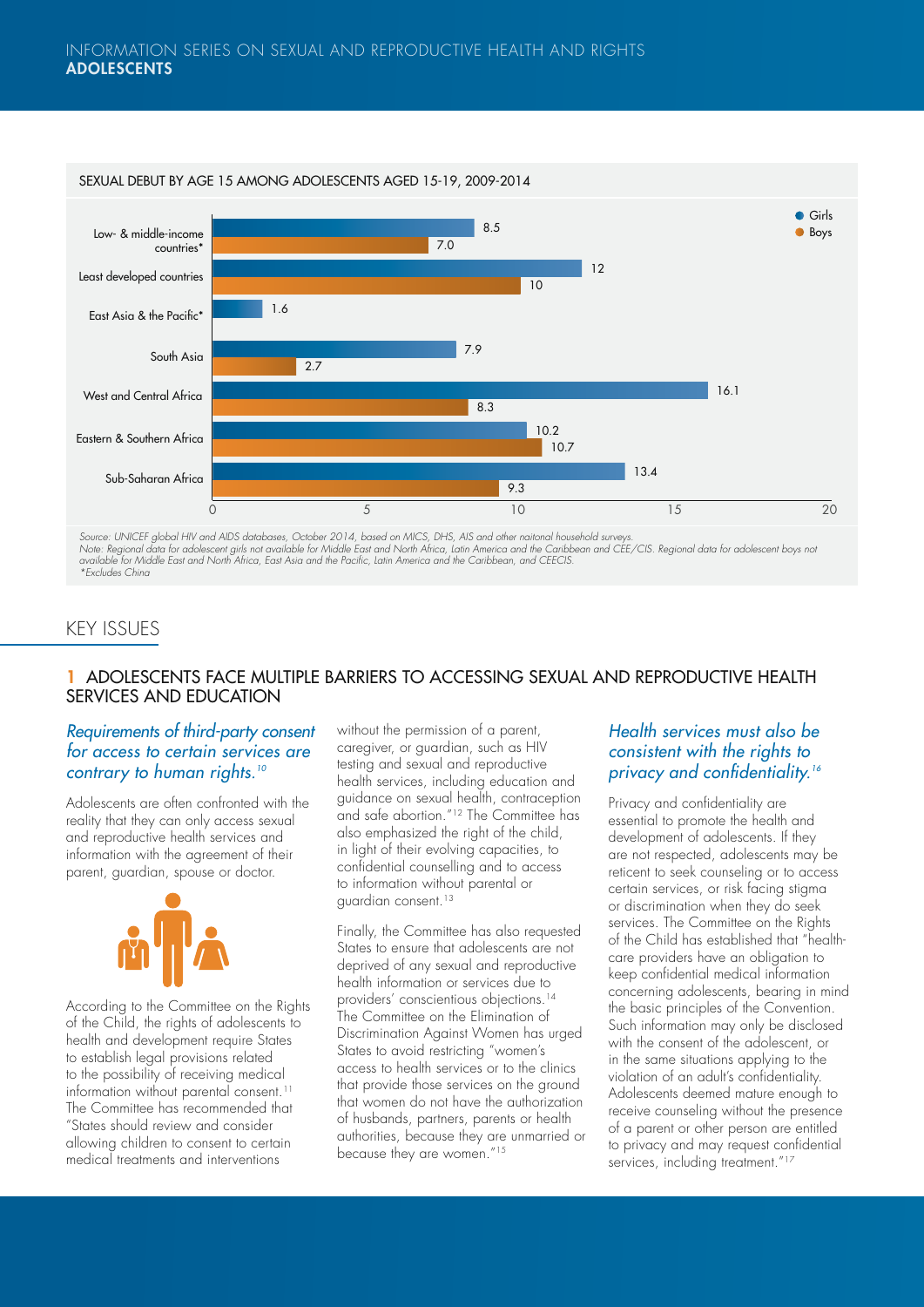SEXUAL DEBUT BY AGE 15 AMONG ADOLESCENTS AGED 15-19, 2009-2014

| Region | Girls | Boys |
| --- | --- | --- |
| Low- & middle-income countries* | 8.5 | 7.0 |
| Least developed countries | 12 | 10 |
| East Asia & the Pacific* | 1.6 | |
| South Asia | 7.9 | 2.7 |
| West and Central Africa | 16.1 | 8.3 |
| Eastern & Southern Africa | 10.2 | 10.7 |
| Sub-Saharan Africa | 13.4 | 9.3 |

*Source: UNICEF global HIV and AIDS databases, October 2014, based on MICS, DHS, AIS and other naitonal household surveys.*
*Note: Regional data for adolescent girls not available for Middle East and North Africa, Latin America and the Caribbean and CEE/CIS. Regional data for adolescent boys not available for Middle East and North Africa, East Asia and the Pacific, Latin America and the Caribbean, and CEECIS.*
*\*Excludes China*

## KEY ISSUES

### 1 ADOLESCENTS FACE MULTIPLE BARRIERS TO ACCESSING SEXUAL AND REPRODUCTIVE HEALTH SERVICES AND EDUCATION

#### *Requirements of third-party consent for access to certain services are contrary to human rights.*[10]

Adolescents are often confronted with the reality that they can only access sexual and reproductive health services and information with the agreement of their parent, guardian, spouse or doctor.

According to the Committee on the Rights of the Child, the rights of adolescents to health and development require States to establish legal provisions related to the possibility of receiving medical information without parental consent.[11] The Committee has recommended that "States should review and consider allowing children to consent to certain medical treatments and interventions without the permission of a parent, caregiver, or guardian, such as HIV testing and sexual and reproductive health services, including education and guidance on sexual health, contraception and safe abortion."[12] The Committee has also emphasized the right of the child, in light of their evolving capacities, to confidential counselling and to access to information without parental or guardian consent.[13]

Finally, the Committee has also requested States to ensure that adolescents are not deprived of any sexual and reproductive health information or services due to providers' conscientious objections.[14] The Committee on the Elimination of Discrimination Against Women has urged States to avoid restricting "women's access to health services or to the clinics that provide those services on the ground that women do not have the authorization of husbands, partners, parents or health authorities, because they are unmarried or because they are women."[15]

#### *Health services must also be consistent with the rights to privacy and confidentiality.*[16]

Privacy and confidentiality are essential to promote the health and development of adolescents. If they are not respected, adolescents may be reticent to seek counseling or to access certain services, or risk facing stigma or discrimination when they do seek services. The Committee on the Rights of the Child has established that "health-care providers have an obligation to keep confidential medical information concerning adolescents, bearing in mind the basic principles of the Convention. Such information may only be disclosed with the consent of the adolescent, or in the same situations applying to the violation of an adult's confidentiality. Adolescents deemed mature enough to receive counseling without the presence of a parent or other person are entitled to privacy and may request confidential services, including treatment."[17]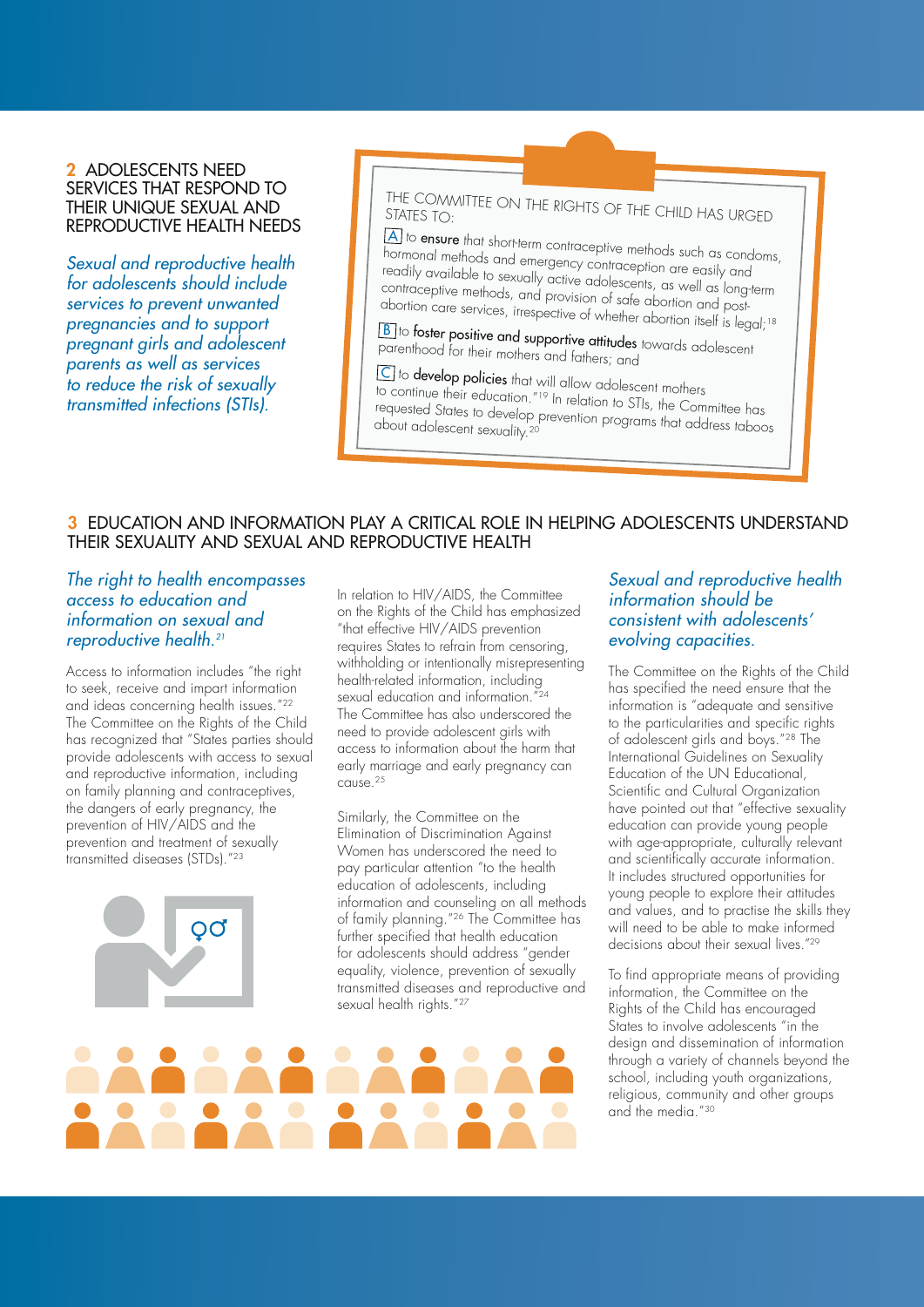## 2 ADOLESCENTS NEED SERVICES THAT RESPOND TO THEIR UNIQUE SEXUAL AND REPRODUCTIVE HEALTH NEEDS

*Sexual and reproductive health for adolescents should include services to prevent unwanted pregnancies and to support pregnant girls and adolescent parents as well as services to reduce the risk of sexually transmitted infections (STIs).*

THE COMMITTEE ON THE RIGHTS OF THE CHILD HAS URGED STATES TO:

A to **ensure** that short-term contraceptive methods such as condoms, hormonal methods and emergency contraception are easily and readily available to sexually active adolescents, as well as long-term contraceptive methods, and provision of safe abortion and post-abortion care services, irrespective of whether abortion itself is legal;[18]

B to **foster positive and supportive attitudes** towards adolescent parenthood for their mothers and fathers; and

C to **develop policies** that will allow adolescent mothers to continue their education."[19] In relation to STIs, the Committee has requested States to develop prevention programs that address taboos about adolescent sexuality.[20]

## 3 EDUCATION AND INFORMATION PLAY A CRITICAL ROLE IN HELPING ADOLESCENTS UNDERSTAND THEIR SEXUALITY AND SEXUAL AND REPRODUCTIVE HEALTH

*The right to health encompasses access to education and information on sexual and reproductive health.[21]*

Access to information includes "the right to seek, receive and impart information and ideas concerning health issues."[22] The Committee on the Rights of the Child has recognized that "States parties should provide adolescents with access to sexual and reproductive information, including on family planning and contraceptives, the dangers of early pregnancy, the prevention of HIV/AIDS and the prevention and treatment of sexually transmitted diseases (STDs)."[23]

In relation to HIV/AIDS, the Committee on the Rights of the Child has emphasized "that effective HIV/AIDS prevention requires States to refrain from censoring, withholding or intentionally misrepresenting health-related information, including sexual education and information."[24] The Committee has also underscored the need to provide adolescent girls with access to information about the harm that early marriage and early pregnancy can cause.[25]

Similarly, the Committee on the Elimination of Discrimination Against Women has underscored the need to pay particular attention "to the health education of adolescents, including information and counseling on all methods of family planning."[26] The Committee has further specified that health education for adolescents should address "gender equality, violence, prevention of sexually transmitted diseases and reproductive and sexual health rights."[27]

*Sexual and reproductive health information should be consistent with adolescents' evolving capacities.*

The Committee on the Rights of the Child has specified the need ensure that the information is "adequate and sensitive to the particularities and specific rights of adolescent girls and boys."[28] The International Guidelines on Sexuality Education of the UN Educational, Scientific and Cultural Organization have pointed out that "effective sexuality education can provide young people with age-appropriate, culturally relevant and scientifically accurate information. It includes structured opportunities for young people to explore their attitudes and values, and to practise the skills they will need to be able to make informed decisions about their sexual lives."[29]

To find appropriate means of providing information, the Committee on the Rights of the Child has encouraged States to involve adolescents "in the design and dissemination of information through a variety of channels beyond the school, including youth organizations, religious, community and other groups and the media."[30]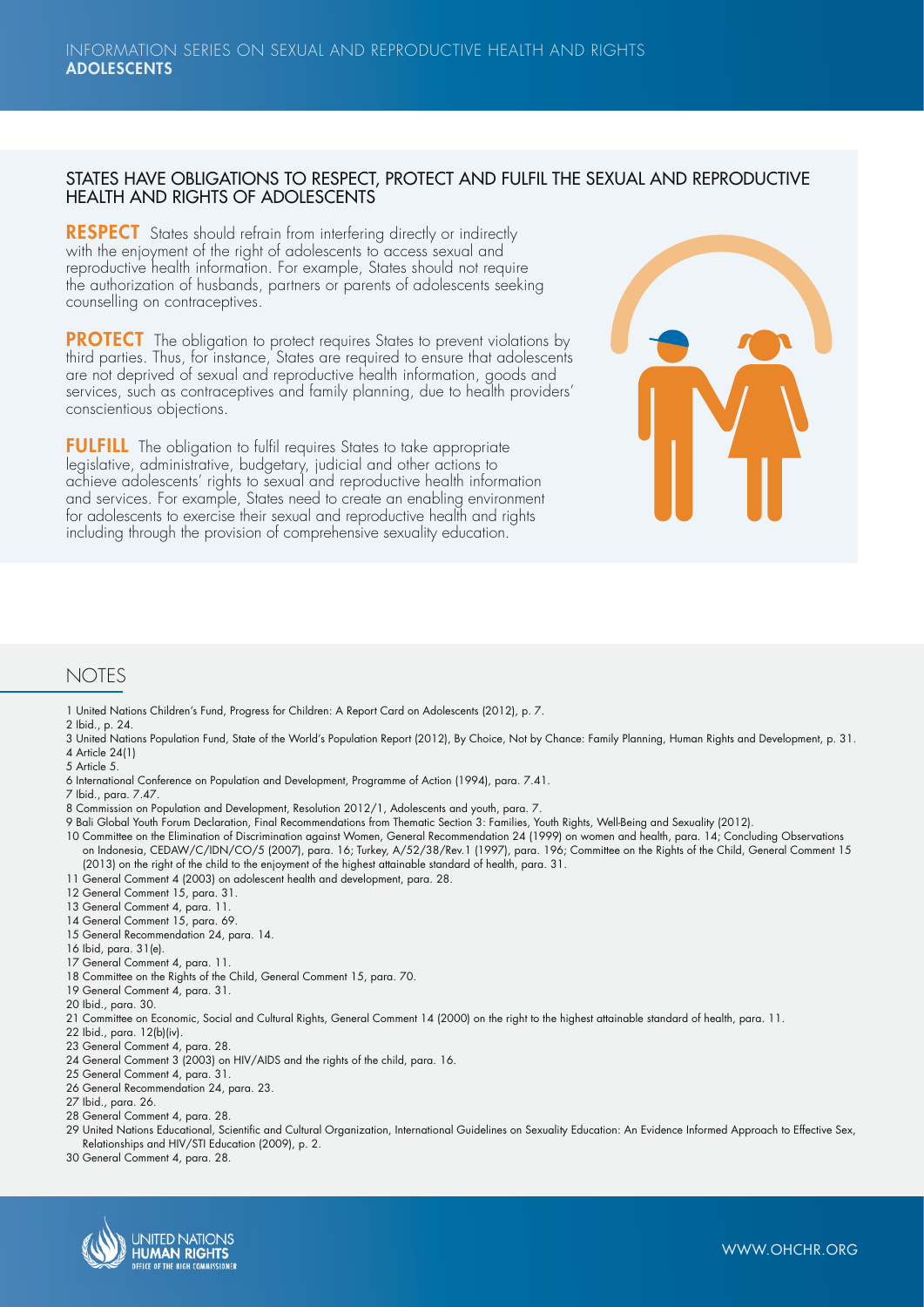## STATES HAVE OBLIGATIONS TO RESPECT, PROTECT AND FULFIL THE SEXUAL AND REPRODUCTIVE HEALTH AND RIGHTS OF ADOLESCENTS

**RESPECT** States should refrain from interfering directly or indirectly with the enjoyment of the right of adolescents to access sexual and reproductive health information. For example, States should not require the authorization of husbands, partners or parents of adolescents seeking counselling on contraceptives.

**PROTECT** The obligation to protect requires States to prevent violations by third parties. Thus, for instance, States are required to ensure that adolescents are not deprived of sexual and reproductive health information, goods and services, such as contraceptives and family planning, due to health providers' conscientious objections.

**FULFILL** The obligation to fulfil requires States to take appropriate legislative, administrative, budgetary, judicial and other actions to achieve adolescents' rights to sexual and reproductive health information and services. For example, States need to create an enabling environment for adolescents to exercise their sexual and reproductive health and rights including through the provision of comprehensive sexuality education.

## NOTES

1 United Nations Children's Fund, Progress for Children: A Report Card on Adolescents (2012), p. 7.
2 Ibid., p. 24.
3 United Nations Population Fund, State of the World's Population Report (2012), By Choice, Not by Chance: Family Planning, Human Rights and Development, p. 31.
4 Article 24(1)
5 Article 5.
6 International Conference on Population and Development, Programme of Action (1994), para. 7.41.
7 Ibid., para. 7.47.
8 Commission on Population and Development, Resolution 2012/1, Adolescents and youth, para. 7.
9 Bali Global Youth Forum Declaration, Final Recommendations from Thematic Section 3: Families, Youth Rights, Well-Being and Sexuality (2012).
10 Committee on the Elimination of Discrimination against Women, General Recommendation 24 (1999) on women and health, para. 14; Concluding Observations on Indonesia, CEDAW/C/IDN/CO/5 (2007), para. 16; Turkey, A/52/38/Rev.1 (1997), para. 196; Committee on the Rights of the Child, General Comment 15 (2013) on the right of the child to the enjoyment of the highest attainable standard of health, para. 31.
11 General Comment 4 (2003) on adolescent health and development, para. 28.
12 General Comment 15, para. 31.
13 General Comment 4, para. 11.
14 General Comment 15, para. 69.
15 General Recommendation 24, para. 14.
16 Ibid, para. 31(e).
17 General Comment 4, para. 11.
18 Committee on the Rights of the Child, General Comment 15, para. 70.
19 General Comment 4, para. 31.
20 Ibid., para. 30.
21 Committee on Economic, Social and Cultural Rights, General Comment 14 (2000) on the right to the highest attainable standard of health, para. 11.
22 Ibid., para. 12(b)(iv).
23 General Comment 4, para. 28.
24 General Comment 3 (2003) on HIV/AIDS and the rights of the child, para. 16.
25 General Comment 4, para. 31.
26 General Recommendation 24, para. 23.
27 Ibid., para. 26.
28 General Comment 4, para. 28.
29 United Nations Educational, Scientific and Cultural Organization, International Guidelines on Sexuality Education: An Evidence Informed Approach to Effective Sex, Relationships and HIV/STI Education (2009), p. 2.
30 General Comment 4, para. 28.